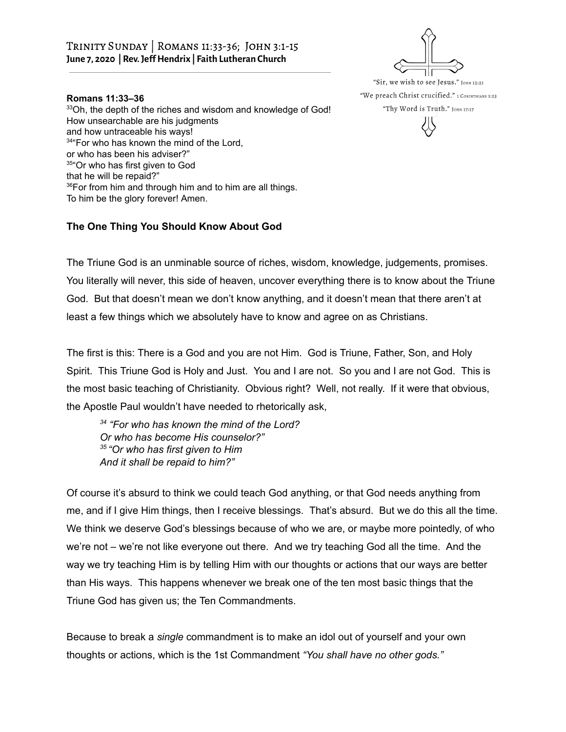# Trinity Sunday | Romans 11:33-36; John 3:1-15

**June 7, 2020 | Rev. Jeff Hendrix | Faith Lutheran Church**

"Sir, we wish to see Jesus." John 12:21
"We preach Christ crucified." 1 Corinthians 1:23
"Thy Word is Truth." John 17:17

**Romans 11:33–36**

33Oh, the depth of the riches and wisdom and knowledge of God!
How unsearchable are his judgments
and how untraceable his ways!
34"For who has known the mind of the Lord,
or who has been his adviser?"
35"Or who has first given to God
that he will be repaid?"
36For from him and through him and to him are all things.
To him be the glory forever! Amen.

## The One Thing You Should Know About God

The Triune God is an unminable source of riches, wisdom, knowledge, judgements, promises. You literally will never, this side of heaven, uncover everything there is to know about the Triune God. But that doesn't mean we don't know anything, and it doesn't mean that there aren't at least a few things which we absolutely have to know and agree on as Christians.

The first is this: There is a God and you are not Him. God is Triune, Father, Son, and Holy Spirit. This Triune God is Holy and Just. You and I are not. So you and I are not God. This is the most basic teaching of Christianity. Obvious right? Well, not really. If it were that obvious, the Apostle Paul wouldn't have needed to rhetorically ask,

> *34 "For who has known the mind of the Lord?*
> *Or who has become His counselor?"*
> *35 "Or who has first given to Him*
> *And it shall be repaid to him?"*

Of course it's absurd to think we could teach God anything, or that God needs anything from me, and if I give Him things, then I receive blessings. That's absurd. But we do this all the time. We think we deserve God's blessings because of who we are, or maybe more pointedly, of who we're not – we're not like everyone out there. And we try teaching God all the time. And the way we try teaching Him is by telling Him with our thoughts or actions that our ways are better than His ways. This happens whenever we break one of the ten most basic things that the Triune God has given us; the Ten Commandments.

Because to break a *single* commandment is to make an idol out of yourself and your own thoughts or actions, which is the 1st Commandment *"You shall have no other gods."*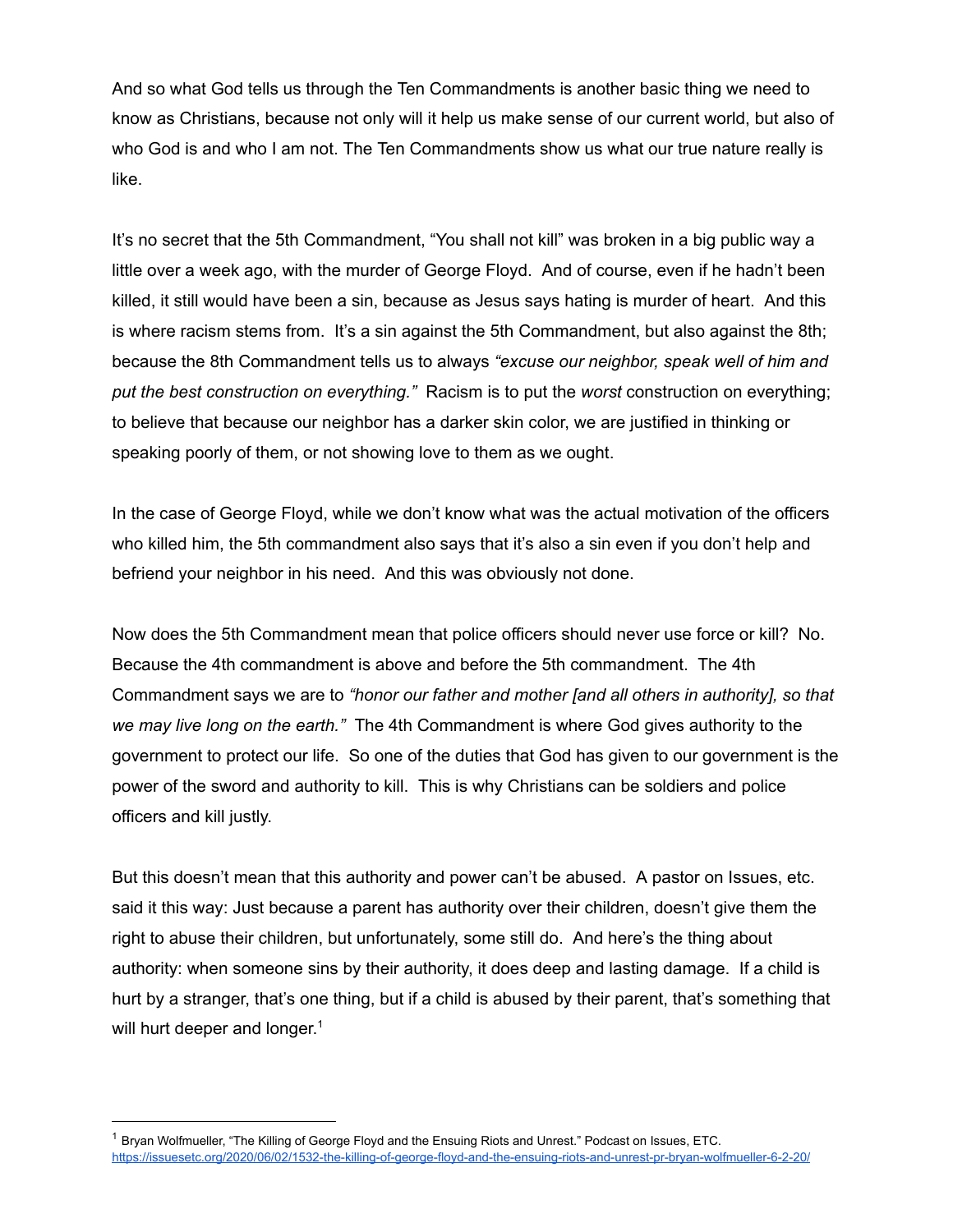And so what God tells us through the Ten Commandments is another basic thing we need to know as Christians, because not only will it help us make sense of our current world, but also of who God is and who I am not. The Ten Commandments show us what our true nature really is like.

It's no secret that the 5th Commandment, "You shall not kill" was broken in a big public way a little over a week ago, with the murder of George Floyd. And of course, even if he hadn't been killed, it still would have been a sin, because as Jesus says hating is murder of heart. And this is where racism stems from. It's a sin against the 5th Commandment, but also against the 8th; because the 8th Commandment tells us to always *"excuse our neighbor, speak well of him and put the best construction on everything."* Racism is to put the *worst* construction on everything; to believe that because our neighbor has a darker skin color, we are justified in thinking or speaking poorly of them, or not showing love to them as we ought.

In the case of George Floyd, while we don't know what was the actual motivation of the officers who killed him, the 5th commandment also says that it's also a sin even if you don't help and befriend your neighbor in his need. And this was obviously not done.

Now does the 5th Commandment mean that police officers should never use force or kill? No. Because the 4th commandment is above and before the 5th commandment. The 4th Commandment says we are to *"honor our father and mother [and all others in authority], so that we may live long on the earth."* The 4th Commandment is where God gives authority to the government to protect our life. So one of the duties that God has given to our government is the power of the sword and authority to kill. This is why Christians can be soldiers and police officers and kill justly.

But this doesn't mean that this authority and power can't be abused. A pastor on Issues, etc. said it this way: Just because a parent has authority over their children, doesn't give them the right to abuse their children, but unfortunately, some still do. And here's the thing about authority: when someone sins by their authority, it does deep and lasting damage. If a child is hurt by a stranger, that's one thing, but if a child is abused by their parent, that's something that will hurt deeper and longer.[1]

---

[1] Bryan Wolfmueller, "The Killing of George Floyd and the Ensuing Riots and Unrest." Podcast on Issues, ETC. https://issuesetc.org/2020/06/02/1532-the-killing-of-george-floyd-and-the-ensuing-riots-and-unrest-pr-bryan-wolfmueller-6-2-20/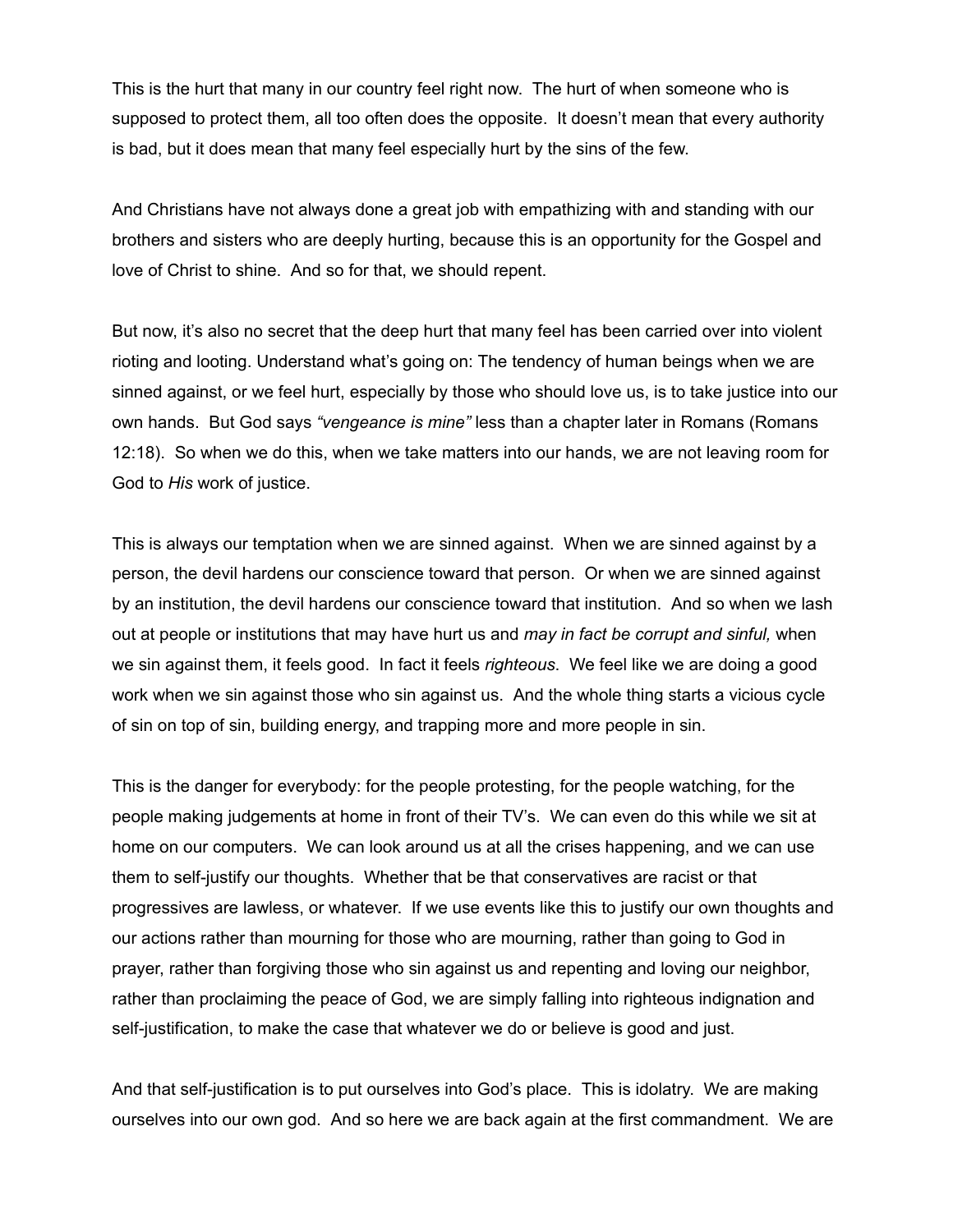This is the hurt that many in our country feel right now. The hurt of when someone who is supposed to protect them, all too often does the opposite. It doesn't mean that every authority is bad, but it does mean that many feel especially hurt by the sins of the few.

And Christians have not always done a great job with empathizing with and standing with our brothers and sisters who are deeply hurting, because this is an opportunity for the Gospel and love of Christ to shine. And so for that, we should repent.

But now, it's also no secret that the deep hurt that many feel has been carried over into violent rioting and looting. Understand what's going on: The tendency of human beings when we are sinned against, or we feel hurt, especially by those who should love us, is to take justice into our own hands. But God says *"vengeance is mine"* less than a chapter later in Romans (Romans 12:18). So when we do this, when we take matters into our hands, we are not leaving room for God to *His* work of justice.

This is always our temptation when we are sinned against. When we are sinned against by a person, the devil hardens our conscience toward that person. Or when we are sinned against by an institution, the devil hardens our conscience toward that institution. And so when we lash out at people or institutions that may have hurt us and *may in fact be corrupt and sinful,* when we sin against them, it feels good. In fact it feels *righteous*. We feel like we are doing a good work when we sin against those who sin against us. And the whole thing starts a vicious cycle of sin on top of sin, building energy, and trapping more and more people in sin.

This is the danger for everybody: for the people protesting, for the people watching, for the people making judgements at home in front of their TV's. We can even do this while we sit at home on our computers. We can look around us at all the crises happening, and we can use them to self-justify our thoughts. Whether that be that conservatives are racist or that progressives are lawless, or whatever. If we use events like this to justify our own thoughts and our actions rather than mourning for those who are mourning, rather than going to God in prayer, rather than forgiving those who sin against us and repenting and loving our neighbor, rather than proclaiming the peace of God, we are simply falling into righteous indignation and self-justification, to make the case that whatever we do or believe is good and just.

And that self-justification is to put ourselves into God's place. This is idolatry. We are making ourselves into our own god. And so here we are back again at the first commandment. We are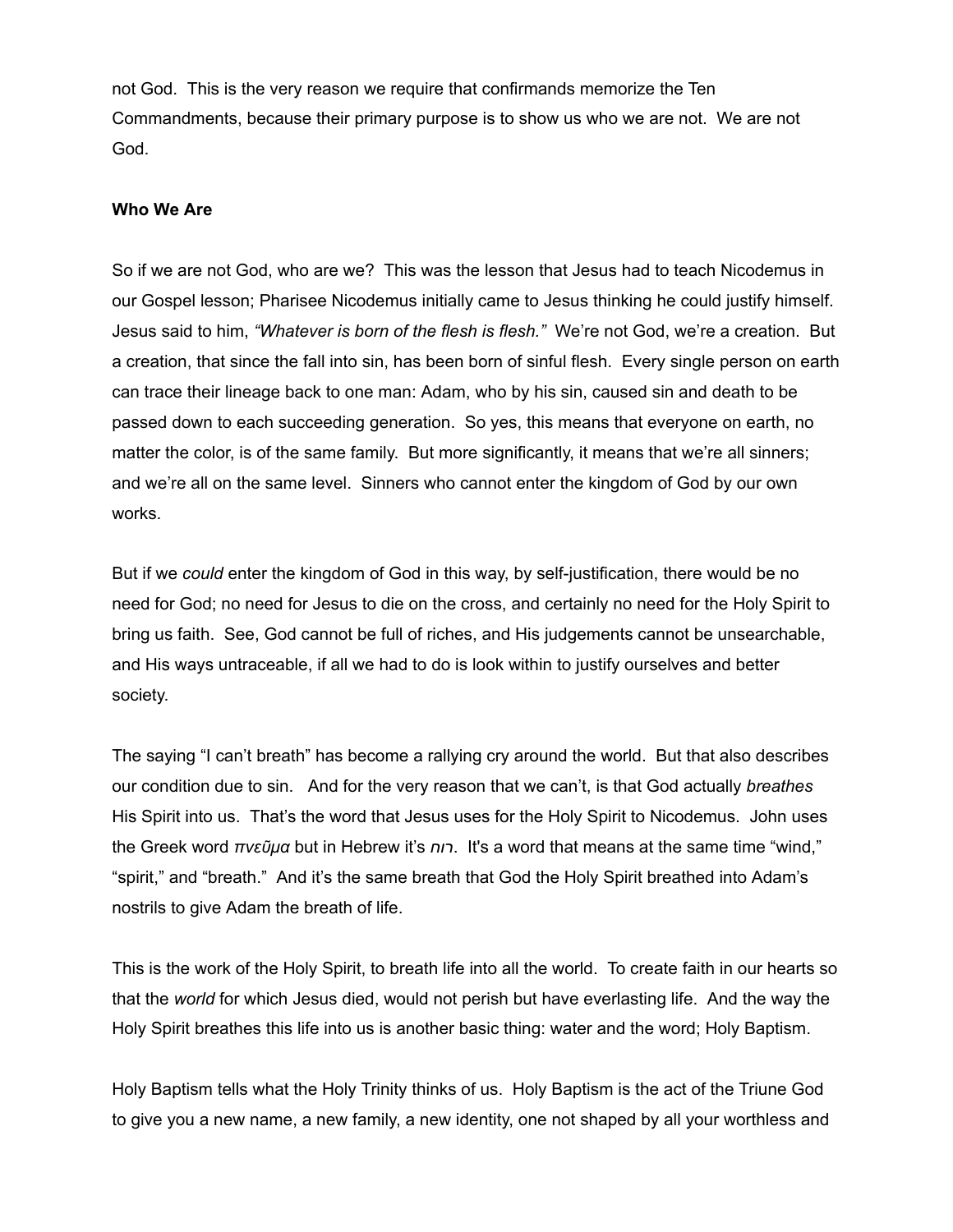not God. This is the very reason we require that confirmands memorize the Ten Commandments, because their primary purpose is to show us who we are not. We are not God.

**Who We Are**

So if we are not God, who are we? This was the lesson that Jesus had to teach Nicodemus in our Gospel lesson; Pharisee Nicodemus initially came to Jesus thinking he could justify himself. Jesus said to him, *"Whatever is born of the flesh is flesh."* We're not God, we're a creation. But a creation, that since the fall into sin, has been born of sinful flesh. Every single person on earth can trace their lineage back to one man: Adam, who by his sin, caused sin and death to be passed down to each succeeding generation. So yes, this means that everyone on earth, no matter the color, is of the same family. But more significantly, it means that we're all sinners; and we're all on the same level. Sinners who cannot enter the kingdom of God by our own works.

But if we *could* enter the kingdom of God in this way, by self-justification, there would be no need for God; no need for Jesus to die on the cross, and certainly no need for the Holy Spirit to bring us faith. See, God cannot be full of riches, and His judgements cannot be unsearchable, and His ways untraceable, if all we had to do is look within to justify ourselves and better society.

The saying "I can't breath" has become a rallying cry around the world. But that also describes our condition due to sin. And for the very reason that we can't, is that God actually *breathes* His Spirit into us. That's the word that Jesus uses for the Holy Spirit to Nicodemus. John uses the Greek word *πνεῦμα* but in Hebrew it's *רוח*. It's a word that means at the same time "wind," "spirit," and "breath." And it's the same breath that God the Holy Spirit breathed into Adam's nostrils to give Adam the breath of life.

This is the work of the Holy Spirit, to breath life into all the world. To create faith in our hearts so that the *world* for which Jesus died, would not perish but have everlasting life. And the way the Holy Spirit breathes this life into us is another basic thing: water and the word; Holy Baptism.

Holy Baptism tells what the Holy Trinity thinks of us. Holy Baptism is the act of the Triune God to give you a new name, a new family, a new identity, one not shaped by all your worthless and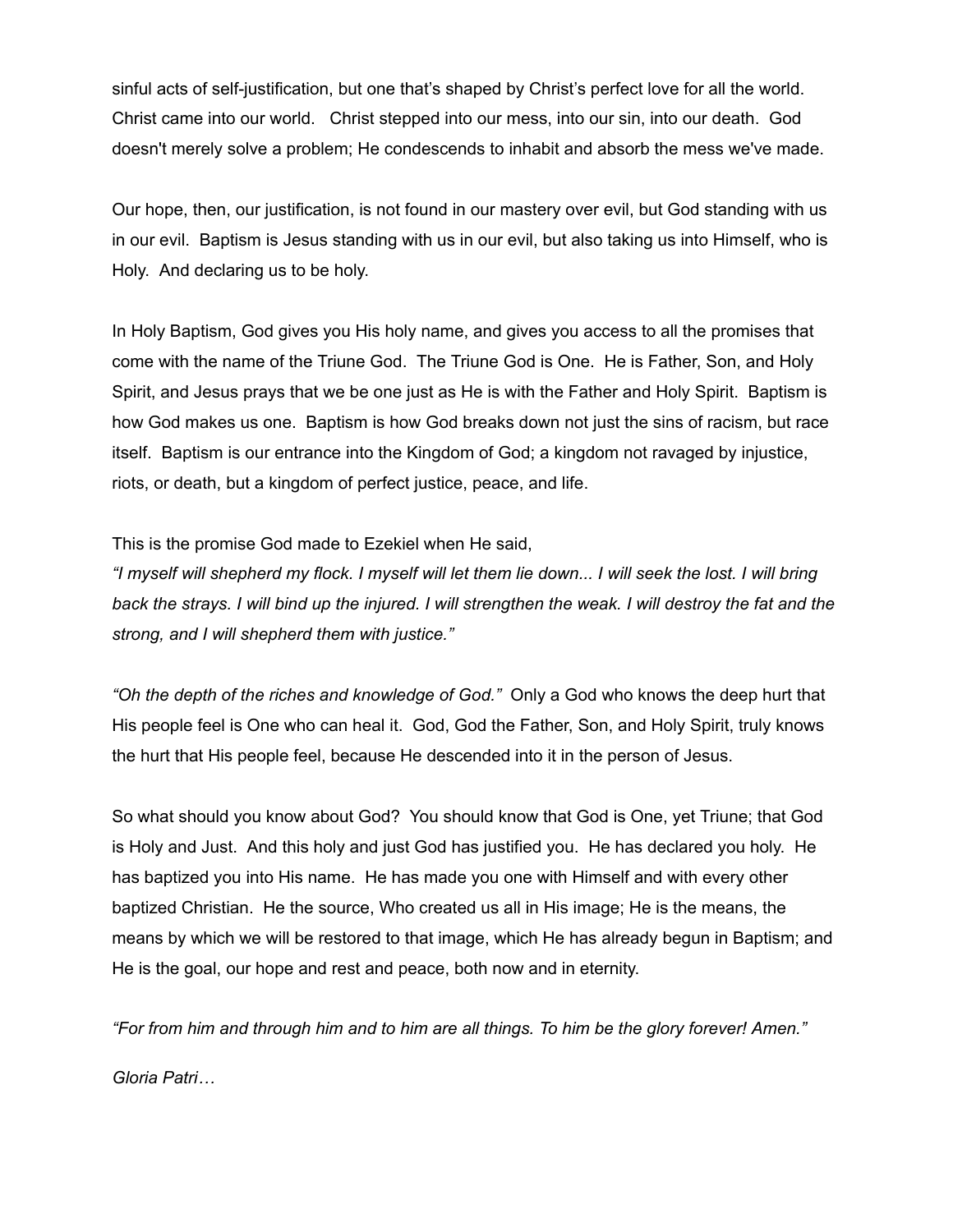sinful acts of self-justification, but one that's shaped by Christ's perfect love for all the world. Christ came into our world. Christ stepped into our mess, into our sin, into our death. God doesn't merely solve a problem; He condescends to inhabit and absorb the mess we've made.

Our hope, then, our justification, is not found in our mastery over evil, but God standing with us in our evil. Baptism is Jesus standing with us in our evil, but also taking us into Himself, who is Holy. And declaring us to be holy.

In Holy Baptism, God gives you His holy name, and gives you access to all the promises that come with the name of the Triune God. The Triune God is One. He is Father, Son, and Holy Spirit, and Jesus prays that we be one just as He is with the Father and Holy Spirit. Baptism is how God makes us one. Baptism is how God breaks down not just the sins of racism, but race itself. Baptism is our entrance into the Kingdom of God; a kingdom not ravaged by injustice, riots, or death, but a kingdom of perfect justice, peace, and life.

This is the promise God made to Ezekiel when He said,
*"I myself will shepherd my flock. I myself will let them lie down... I will seek the lost. I will bring back the strays. I will bind up the injured. I will strengthen the weak. I will destroy the fat and the strong, and I will shepherd them with justice."*

*"Oh the depth of the riches and knowledge of God."* Only a God who knows the deep hurt that His people feel is One who can heal it. God, God the Father, Son, and Holy Spirit, truly knows the hurt that His people feel, because He descended into it in the person of Jesus.

So what should you know about God? You should know that God is One, yet Triune; that God is Holy and Just. And this holy and just God has justified you. He has declared you holy. He has baptized you into His name. He has made you one with Himself and with every other baptized Christian. He the source, Who created us all in His image; He is the means, the means by which we will be restored to that image, which He has already begun in Baptism; and He is the goal, our hope and rest and peace, both now and in eternity.

*"For from him and through him and to him are all things. To him be the glory forever! Amen."*

*Gloria Patri…*